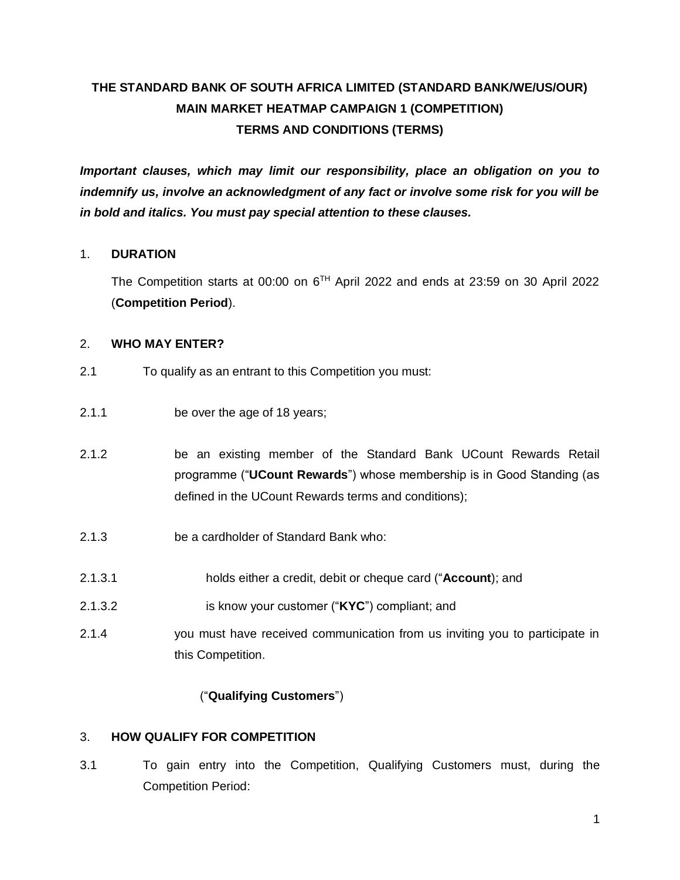# THE STANDARD BANK OF SOUTH AFRICA LIMITED (STANDARD BANK/WE/US/OUR) MAIN MARKET HEATMAP CAMPAIGN 1 (COMPETITION) TERMS AND CONDITIONS (TERMS)

***Important clauses, which may limit our responsibility, place an obligation on you to indemnify us, involve an acknowledgment of any fact or involve some risk for you will be in bold and italics. You must pay special attention to these clauses.***

## 1. DURATION

The Competition starts at 00:00 on 6$^{TH}$ April 2022 and ends at 23:59 on 30 April 2022 (**Competition Period**).

## 2. WHO MAY ENTER?

2.1 To qualify as an entrant to this Competition you must:

2.1.1 be over the age of 18 years;

2.1.2 be an existing member of the Standard Bank UCount Rewards Retail programme ("**UCount Rewards**") whose membership is in Good Standing (as defined in the UCount Rewards terms and conditions);

2.1.3 be a cardholder of Standard Bank who:

2.1.3.1 holds either a credit, debit or cheque card ("**Account**); and

2.1.3.2 is know your customer ("**KYC**") compliant; and

2.1.4 you must have received communication from us inviting you to participate in this Competition.

("**Qualifying Customers**")

## 3. HOW QUALIFY FOR COMPETITION

3.1 To gain entry into the Competition, Qualifying Customers must, during the Competition Period: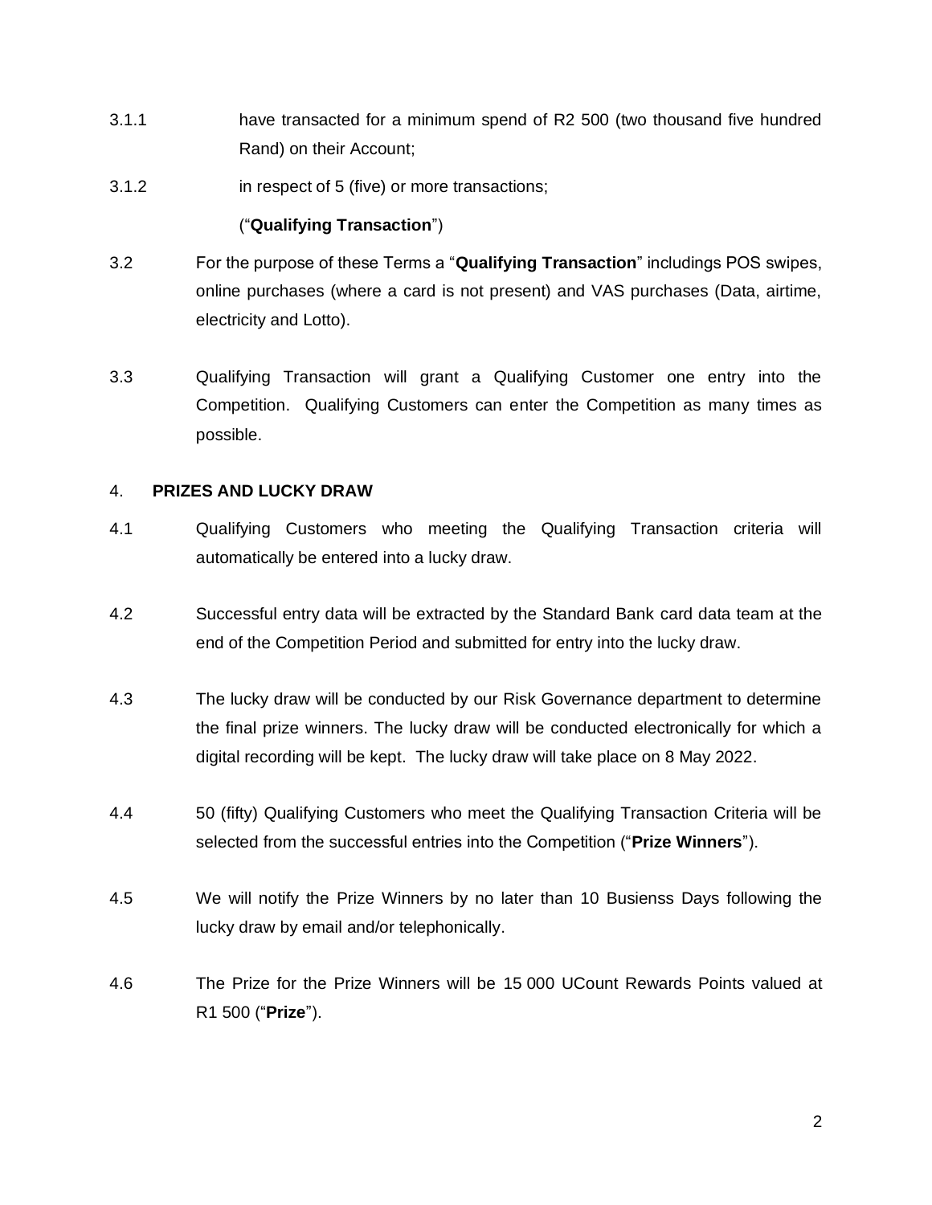3.1.1 have transacted for a minimum spend of R2 500 (two thousand five hundred Rand) on their Account;

3.1.2 in respect of 5 (five) or more transactions;

("**Qualifying Transaction**")

3.2 For the purpose of these Terms a "**Qualifying Transaction**" includings POS swipes, online purchases (where a card is not present) and VAS purchases (Data, airtime, electricity and Lotto).

3.3 Qualifying Transaction will grant a Qualifying Customer one entry into the Competition. Qualifying Customers can enter the Competition as many times as possible.

4. **PRIZES AND LUCKY DRAW**

4.1 Qualifying Customers who meeting the Qualifying Transaction criteria will automatically be entered into a lucky draw.

4.2 Successful entry data will be extracted by the Standard Bank card data team at the end of the Competition Period and submitted for entry into the lucky draw.

4.3 The lucky draw will be conducted by our Risk Governance department to determine the final prize winners. The lucky draw will be conducted electronically for which a digital recording will be kept. The lucky draw will take place on 8 May 2022.

4.4 50 (fifty) Qualifying Customers who meet the Qualifying Transaction Criteria will be selected from the successful entries into the Competition ("**Prize Winners**").

4.5 We will notify the Prize Winners by no later than 10 Busienss Days following the lucky draw by email and/or telephonically.

4.6 The Prize for the Prize Winners will be 15 000 UCount Rewards Points valued at R1 500 ("**Prize**").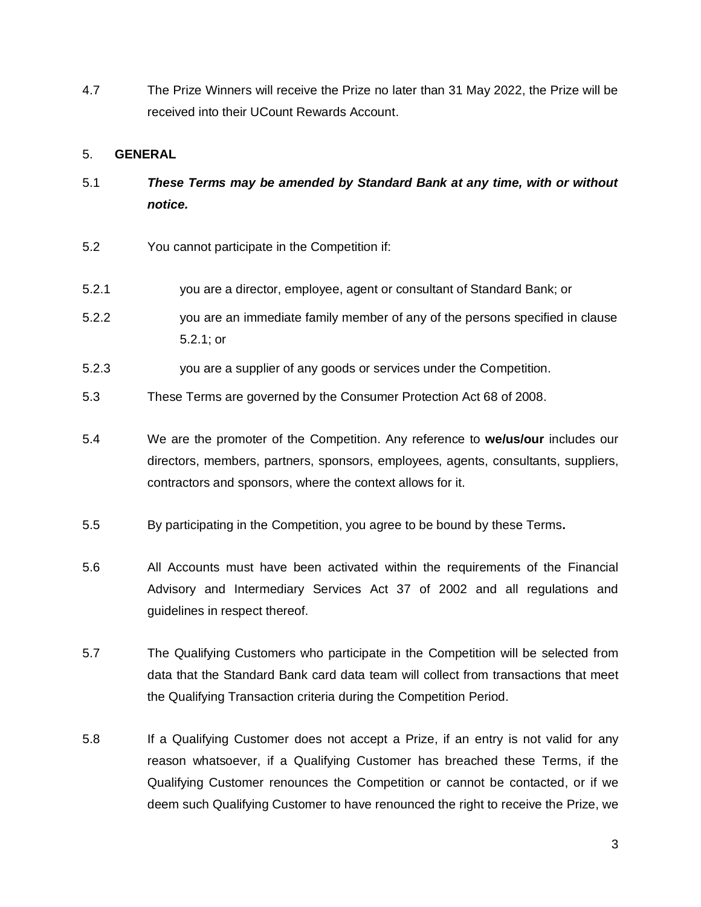4.7 The Prize Winners will receive the Prize no later than 31 May 2022, the Prize will be received into their UCount Rewards Account.

5. **GENERAL**

5.1 ***These Terms may be amended by Standard Bank at any time, with or without notice.***

5.2 You cannot participate in the Competition if:

5.2.1 you are a director, employee, agent or consultant of Standard Bank; or

5.2.2 you are an immediate family member of any of the persons specified in clause 5.2.1; or

5.2.3 you are a supplier of any goods or services under the Competition.

5.3 These Terms are governed by the Consumer Protection Act 68 of 2008.

5.4 We are the promoter of the Competition. Any reference to **we/us/our** includes our directors, members, partners, sponsors, employees, agents, consultants, suppliers, contractors and sponsors, where the context allows for it.

5.5 By participating in the Competition, you agree to be bound by these Terms**.**

5.6 All Accounts must have been activated within the requirements of the Financial Advisory and Intermediary Services Act 37 of 2002 and all regulations and guidelines in respect thereof.

5.7 The Qualifying Customers who participate in the Competition will be selected from data that the Standard Bank card data team will collect from transactions that meet the Qualifying Transaction criteria during the Competition Period.

5.8 If a Qualifying Customer does not accept a Prize, if an entry is not valid for any reason whatsoever, if a Qualifying Customer has breached these Terms, if the Qualifying Customer renounces the Competition or cannot be contacted, or if we deem such Qualifying Customer to have renounced the right to receive the Prize, we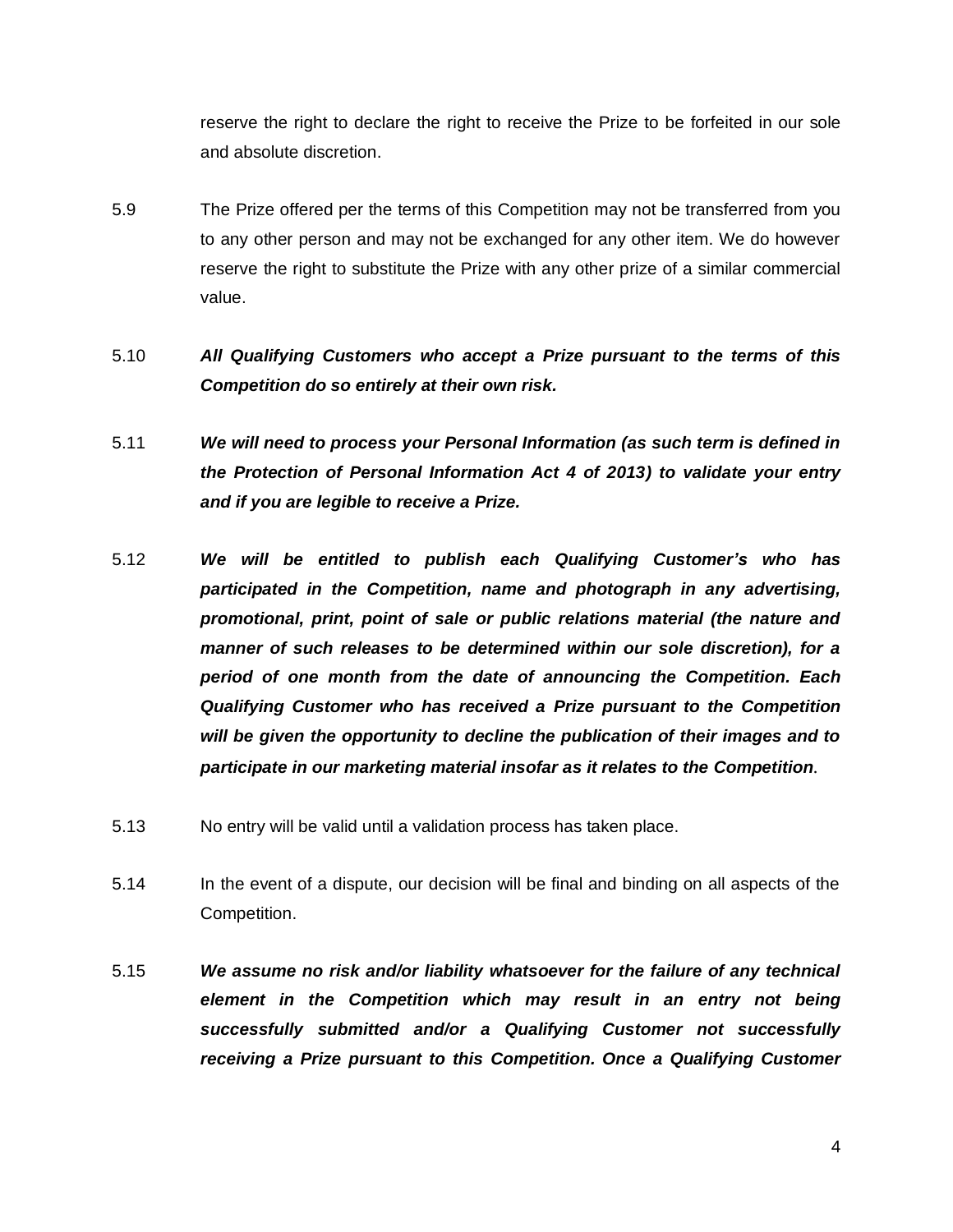reserve the right to declare the right to receive the Prize to be forfeited in our sole and absolute discretion.

5.9 The Prize offered per the terms of this Competition may not be transferred from you to any other person and may not be exchanged for any other item. We do however reserve the right to substitute the Prize with any other prize of a similar commercial value.

5.10 ***All Qualifying Customers who accept a Prize pursuant to the terms of this Competition do so entirely at their own risk.***

5.11 ***We will need to process your Personal Information (as such term is defined in the Protection of Personal Information Act 4 of 2013) to validate your entry and if you are legible to receive a Prize.***

5.12 ***We will be entitled to publish each Qualifying Customer's who has participated in the Competition, name and photograph in any advertising, promotional, print, point of sale or public relations material (the nature and manner of such releases to be determined within our sole discretion), for a period of one month from the date of announcing the Competition. Each Qualifying Customer who has received a Prize pursuant to the Competition will be given the opportunity to decline the publication of their images and to participate in our marketing material insofar as it relates to the Competition***.

5.13 No entry will be valid until a validation process has taken place.

5.14 In the event of a dispute, our decision will be final and binding on all aspects of the Competition.

5.15 ***We assume no risk and/or liability whatsoever for the failure of any technical element in the Competition which may result in an entry not being successfully submitted and/or a Qualifying Customer not successfully receiving a Prize pursuant to this Competition. Once a Qualifying Customer***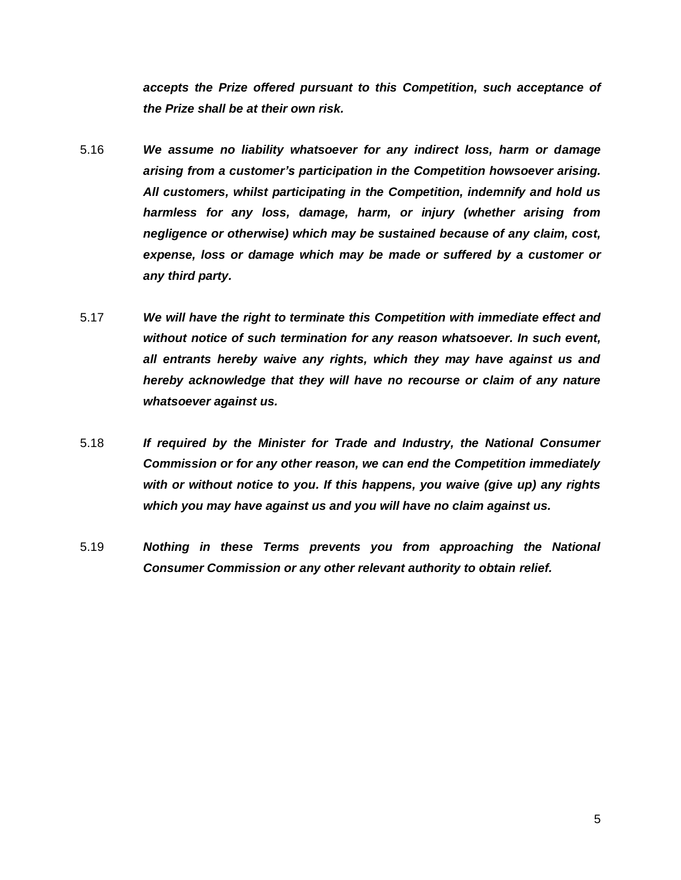***accepts the Prize offered pursuant to this Competition, such acceptance of the Prize shall be at their own risk.***

5.16 ***We assume no liability whatsoever for any indirect loss, harm or damage arising from a customer's participation in the Competition howsoever arising. All customers, whilst participating in the Competition, indemnify and hold us harmless for any loss, damage, harm, or injury (whether arising from negligence or otherwise) which may be sustained because of any claim, cost, expense, loss or damage which may be made or suffered by a customer or any third party.***

5.17 ***We will have the right to terminate this Competition with immediate effect and without notice of such termination for any reason whatsoever. In such event, all entrants hereby waive any rights, which they may have against us and hereby acknowledge that they will have no recourse or claim of any nature whatsoever against us.***

5.18 ***If required by the Minister for Trade and Industry, the National Consumer Commission or for any other reason, we can end the Competition immediately with or without notice to you. If this happens, you waive (give up) any rights which you may have against us and you will have no claim against us.***

5.19 ***Nothing in these Terms prevents you from approaching the National Consumer Commission or any other relevant authority to obtain relief.***